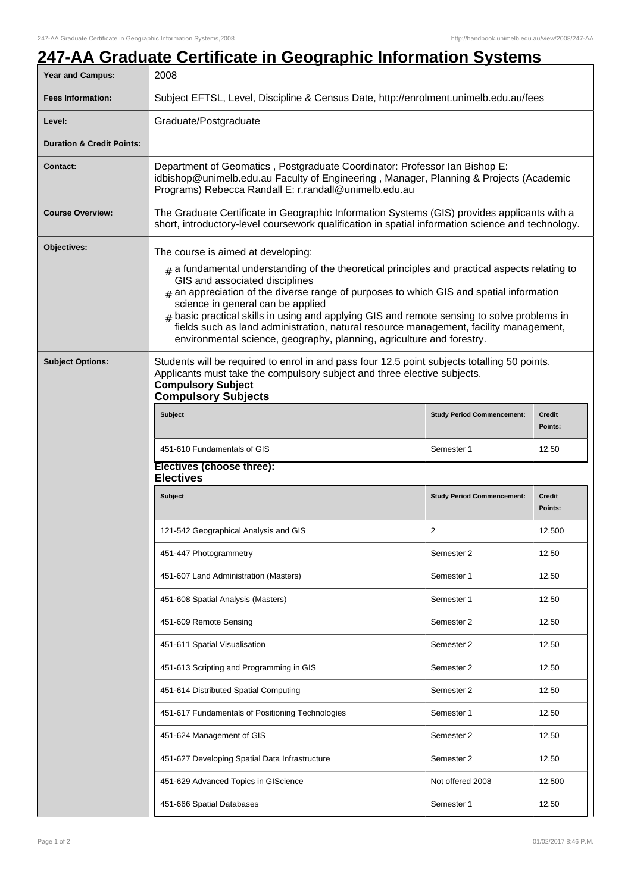# 247-AA Graduate Certificate in Geographic Information Systems

| | |
|---|---|
| **Year and Campus:** | 2008 |
| **Fees Information:** | Subject EFTSL, Level, Discipline & Census Date, http://enrolment.unimelb.edu.au/fees |
| **Level:** | Graduate/Postgraduate |
| **Duration & Credit Points:** | |
| **Contact:** | Department of Geomatics , Postgraduate Coordinator: Professor Ian Bishop E: idbishop@unimelb.edu.au Faculty of Engineering , Manager, Planning & Projects (Academic Programs) Rebecca Randall E: r.randall@unimelb.edu.au |
| **Course Overview:** | The Graduate Certificate in Geographic Information Systems (GIS) provides applicants with a short, introductory-level coursework qualification in spatial information science and technology. |
| **Objectives:** | The course is aimed at developing: # a fundamental understanding of the theoretical principles and practical aspects relating to GIS and associated disciplines # an appreciation of the diverse range of purposes to which GIS and spatial information science in general can be applied # basic practical skills in using and applying GIS and remote sensing to solve problems in fields such as land administration, natural resource management, facility management, environmental science, geography, planning, agriculture and forestry. |

**Subject Options:**

Students will be required to enrol in and pass four 12.5 point subjects totalling 50 points. Applicants must take the compulsory subject and three elective subjects.

**Compulsory Subject**

**Compulsory Subjects**

| Subject | Study Period Commencement: | Credit Points: |
|---|---|---|
| 451-610 Fundamentals of GIS | Semester 1 | 12.50 |

**Electives (choose three):**

**Electives**

| Subject | Study Period Commencement: | Credit Points: |
|---|---|---|
| 121-542 Geographical Analysis and GIS | 2 | 12.500 |
| 451-447 Photogrammetry | Semester 2 | 12.50 |
| 451-607 Land Administration (Masters) | Semester 1 | 12.50 |
| 451-608 Spatial Analysis (Masters) | Semester 1 | 12.50 |
| 451-609 Remote Sensing | Semester 2 | 12.50 |
| 451-611 Spatial Visualisation | Semester 2 | 12.50 |
| 451-613 Scripting and Programming in GIS | Semester 2 | 12.50 |
| 451-614 Distributed Spatial Computing | Semester 2 | 12.50 |
| 451-617 Fundamentals of Positioning Technologies | Semester 1 | 12.50 |
| 451-624 Management of GIS | Semester 2 | 12.50 |
| 451-627 Developing Spatial Data Infrastructure | Semester 2 | 12.50 |
| 451-629 Advanced Topics in GIScience | Not offered 2008 | 12.500 |
| 451-666 Spatial Databases | Semester 1 | 12.50 |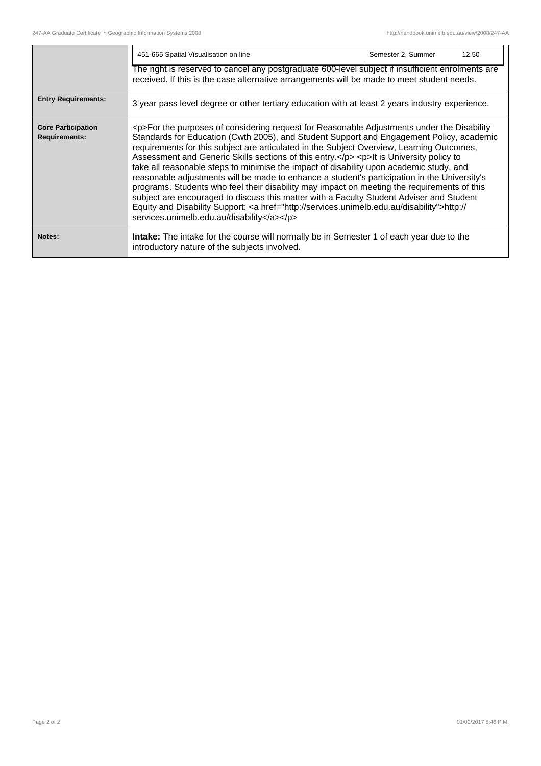| | |
|---|---|
| | 451-665 Spatial Visualisation on line — Semester 2, Summer — 12.50<br><br>The right is reserved to cancel any postgraduate 600-level subject if insufficient enrolments are received. If this is the case alternative arrangements will be made to meet student needs. |
| **Entry Requirements:** | 3 year pass level degree or other tertiary education with at least 2 years industry experience. |
| **Core Participation Requirements:** | <p>For the purposes of considering request for Reasonable Adjustments under the Disability Standards for Education (Cwth 2005), and Student Support and Engagement Policy, academic requirements for this subject are articulated in the Subject Overview, Learning Outcomes, Assessment and Generic Skills sections of this entry.</p> <p>It is University policy to take all reasonable steps to minimise the impact of disability upon academic study, and reasonable adjustments will be made to enhance a student's participation in the University's programs. Students who feel their disability may impact on meeting the requirements of this subject are encouraged to discuss this matter with a Faculty Student Adviser and Student Equity and Disability Support: <a href="http://services.unimelb.edu.au/disability">http://services.unimelb.edu.au/disability</a></p> |
| **Notes:** | **Intake:** The intake for the course will normally be in Semester 1 of each year due to the introductory nature of the subjects involved. |